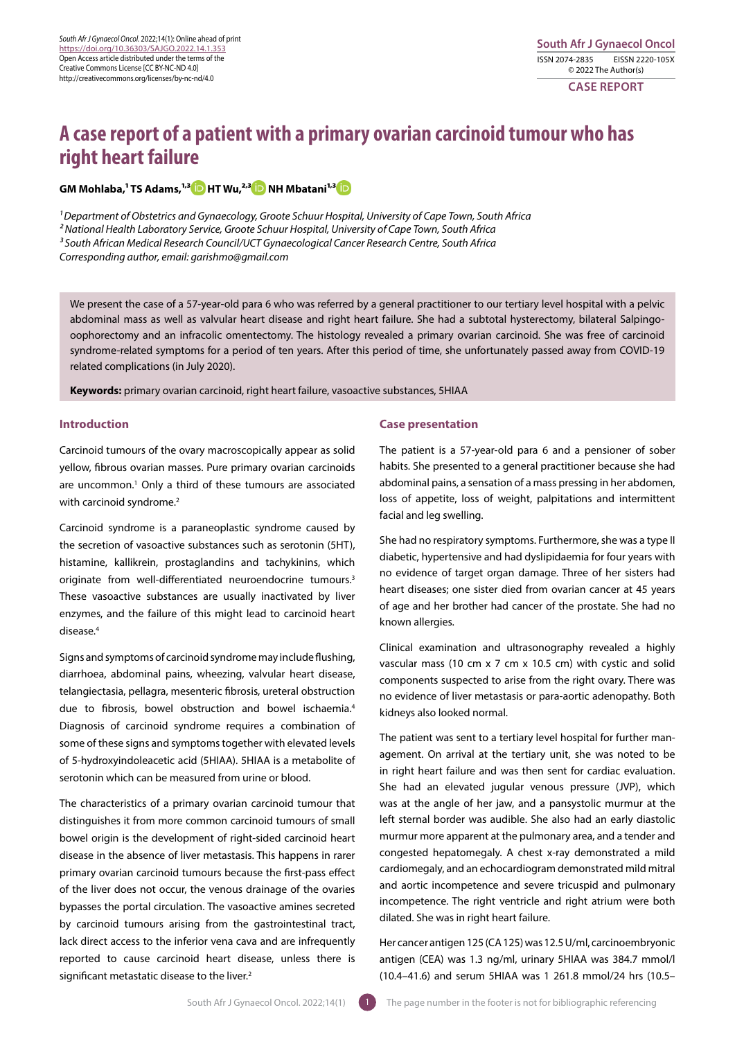# A case report of a patient with a primary ovarian carcinoid tumour who has right heart failure

**GM Mohlaba,[1] TS Adams,[1,3] HT Wu,[2,3] NH Mbatani[1,3]**

*[1] Department of Obstetrics and Gynaecology, Groote Schuur Hospital, University of Cape Town, South Africa*
*[2] National Health Laboratory Service, Groote Schuur Hospital, University of Cape Town, South Africa*
*[3] South African Medical Research Council/UCT Gynaecological Cancer Research Centre, South Africa*
*Corresponding author, email: garishmo@gmail.com*

We present the case of a 57-year-old para 6 who was referred by a general practitioner to our tertiary level hospital with a pelvic abdominal mass as well as valvular heart disease and right heart failure. She had a subtotal hysterectomy, bilateral Salpingo-oophorectomy and an infracolic omentectomy. The histology revealed a primary ovarian carcinoid. She was free of carcinoid syndrome-related symptoms for a period of ten years. After this period of time, she unfortunately passed away from COVID-19 related complications (in July 2020).

**Keywords:** primary ovarian carcinoid, right heart failure, vasoactive substances, 5HIAA

## Introduction

Carcinoid tumours of the ovary macroscopically appear as solid yellow, fibrous ovarian masses. Pure primary ovarian carcinoids are uncommon.[1] Only a third of these tumours are associated with carcinoid syndrome.[2]

Carcinoid syndrome is a paraneoplastic syndrome caused by the secretion of vasoactive substances such as serotonin (5HT), histamine, kallikrein, prostaglandins and tachykinins, which originate from well-differentiated neuroendocrine tumours.[3] These vasoactive substances are usually inactivated by liver enzymes, and the failure of this might lead to carcinoid heart disease.[4]

Signs and symptoms of carcinoid syndrome may include flushing, diarrhoea, abdominal pains, wheezing, valvular heart disease, telangiectasia, pellagra, mesenteric fibrosis, ureteral obstruction due to fibrosis, bowel obstruction and bowel ischaemia.[4] Diagnosis of carcinoid syndrome requires a combination of some of these signs and symptoms together with elevated levels of 5-hydroxyindoleacetic acid (5HIAA). 5HIAA is a metabolite of serotonin which can be measured from urine or blood.

The characteristics of a primary ovarian carcinoid tumour that distinguishes it from more common carcinoid tumours of small bowel origin is the development of right-sided carcinoid heart disease in the absence of liver metastasis. This happens in rarer primary ovarian carcinoid tumours because the first-pass effect of the liver does not occur, the venous drainage of the ovaries bypasses the portal circulation. The vasoactive amines secreted by carcinoid tumours arising from the gastrointestinal tract, lack direct access to the inferior vena cava and are infrequently reported to cause carcinoid heart disease, unless there is significant metastatic disease to the liver.[2]

## Case presentation

The patient is a 57-year-old para 6 and a pensioner of sober habits. She presented to a general practitioner because she had abdominal pains, a sensation of a mass pressing in her abdomen, loss of appetite, loss of weight, palpitations and intermittent facial and leg swelling.

She had no respiratory symptoms. Furthermore, she was a type II diabetic, hypertensive and had dyslipidaemia for four years with no evidence of target organ damage. Three of her sisters had heart diseases; one sister died from ovarian cancer at 45 years of age and her brother had cancer of the prostate. She had no known allergies.

Clinical examination and ultrasonography revealed a highly vascular mass (10 cm x 7 cm x 10.5 cm) with cystic and solid components suspected to arise from the right ovary. There was no evidence of liver metastasis or para-aortic adenopathy. Both kidneys also looked normal.

The patient was sent to a tertiary level hospital for further management. On arrival at the tertiary unit, she was noted to be in right heart failure and was then sent for cardiac evaluation. She had an elevated jugular venous pressure (JVP), which was at the angle of her jaw, and a pansystolic murmur at the left sternal border was audible. She also had an early diastolic murmur more apparent at the pulmonary area, and a tender and congested hepatomegaly. A chest x-ray demonstrated a mild cardiomegaly, and an echocardiogram demonstrated mild mitral and aortic incompetence and severe tricuspid and pulmonary incompetence. The right ventricle and right atrium were both dilated. She was in right heart failure.

Her cancer antigen 125 (CA 125) was 12.5 U/ml, carcinoembryonic antigen (CEA) was 1.3 ng/ml, urinary 5HIAA was 384.7 mmol/l (10.4–41.6) and serum 5HIAA was 1 261.8 mmol/24 hrs (10.5–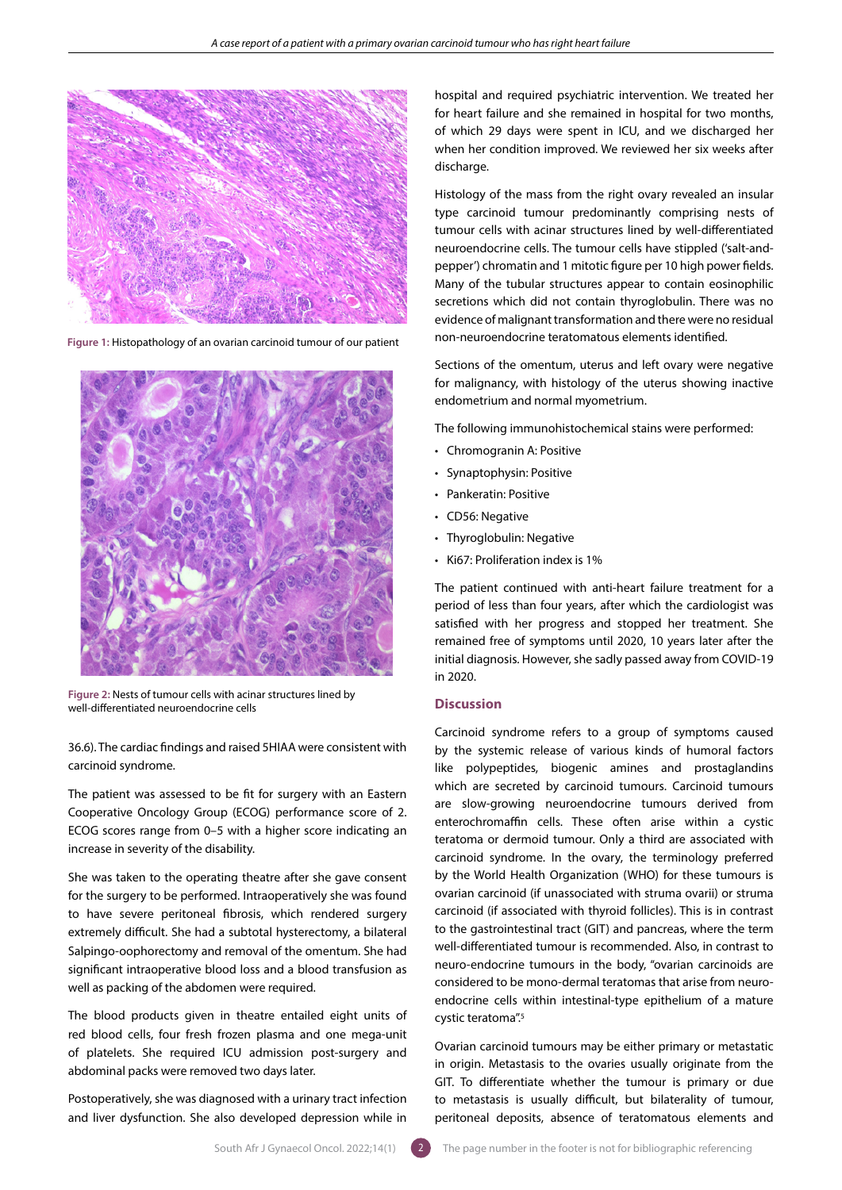Figure 1: Histopathology of an ovarian carcinoid tumour of our patient

Figure 2: Nests of tumour cells with acinar structures lined by well-differentiated neuroendocrine cells

36.6). The cardiac findings and raised 5HIAA were consistent with carcinoid syndrome.

The patient was assessed to be fit for surgery with an Eastern Cooperative Oncology Group (ECOG) performance score of 2. ECOG scores range from 0–5 with a higher score indicating an increase in severity of the disability.

She was taken to the operating theatre after she gave consent for the surgery to be performed. Intraoperatively she was found to have severe peritoneal fibrosis, which rendered surgery extremely difficult. She had a subtotal hysterectomy, a bilateral Salpingo-oophorectomy and removal of the omentum. She had significant intraoperative blood loss and a blood transfusion as well as packing of the abdomen were required.

The blood products given in theatre entailed eight units of red blood cells, four fresh frozen plasma and one mega-unit of platelets. She required ICU admission post-surgery and abdominal packs were removed two days later.

Postoperatively, she was diagnosed with a urinary tract infection and liver dysfunction. She also developed depression while in hospital and required psychiatric intervention. We treated her for heart failure and she remained in hospital for two months, of which 29 days were spent in ICU, and we discharged her when her condition improved. We reviewed her six weeks after discharge.

Histology of the mass from the right ovary revealed an insular type carcinoid tumour predominantly comprising nests of tumour cells with acinar structures lined by well-differentiated neuroendocrine cells. The tumour cells have stippled ('salt-and-pepper') chromatin and 1 mitotic figure per 10 high power fields. Many of the tubular structures appear to contain eosinophilic secretions which did not contain thyroglobulin. There was no evidence of malignant transformation and there were no residual non-neuroendocrine teratomatous elements identified.

Sections of the omentum, uterus and left ovary were negative for malignancy, with histology of the uterus showing inactive endometrium and normal myometrium.

The following immunohistochemical stains were performed:

- Chromogranin A: Positive
- Synaptophysin: Positive
- Pankeratin: Positive
- CD56: Negative
- Thyroglobulin: Negative
- Ki67: Proliferation index is 1%

The patient continued with anti-heart failure treatment for a period of less than four years, after which the cardiologist was satisfied with her progress and stopped her treatment. She remained free of symptoms until 2020, 10 years later after the initial diagnosis. However, she sadly passed away from COVID-19 in 2020.

## Discussion

Carcinoid syndrome refers to a group of symptoms caused by the systemic release of various kinds of humoral factors like polypeptides, biogenic amines and prostaglandins which are secreted by carcinoid tumours. Carcinoid tumours are slow-growing neuroendocrine tumours derived from enterochromaffin cells. These often arise within a cystic teratoma or dermoid tumour. Only a third are associated with carcinoid syndrome. In the ovary, the terminology preferred by the World Health Organization (WHO) for these tumours is ovarian carcinoid (if unassociated with struma ovarii) or struma carcinoid (if associated with thyroid follicles). This is in contrast to the gastrointestinal tract (GIT) and pancreas, where the term well-differentiated tumour is recommended. Also, in contrast to neuro-endocrine tumours in the body, "ovarian carcinoids are considered to be mono-dermal teratomas that arise from neuro-endocrine cells within intestinal-type epithelium of a mature cystic teratoma".[5]

Ovarian carcinoid tumours may be either primary or metastatic in origin. Metastasis to the ovaries usually originate from the GIT. To differentiate whether the tumour is primary or due to metastasis is usually difficult, but bilaterality of tumour, peritoneal deposits, absence of teratomatous elements and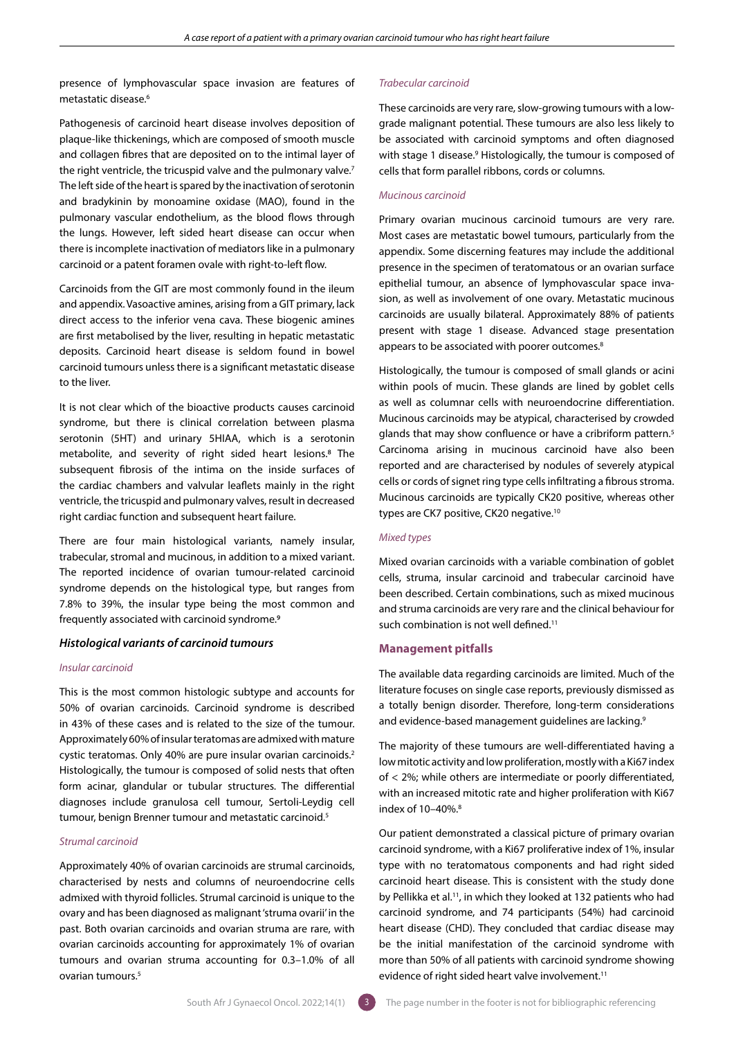presence of lymphovascular space invasion are features of metastatic disease.[6]

Pathogenesis of carcinoid heart disease involves deposition of plaque-like thickenings, which are composed of smooth muscle and collagen fibres that are deposited on to the intimal layer of the right ventricle, the tricuspid valve and the pulmonary valve.[7] The left side of the heart is spared by the inactivation of serotonin and bradykinin by monoamine oxidase (MAO), found in the pulmonary vascular endothelium, as the blood flows through the lungs. However, left sided heart disease can occur when there is incomplete inactivation of mediators like in a pulmonary carcinoid or a patent foramen ovale with right-to-left flow.

Carcinoids from the GIT are most commonly found in the ileum and appendix. Vasoactive amines, arising from a GIT primary, lack direct access to the inferior vena cava. These biogenic amines are first metabolised by the liver, resulting in hepatic metastatic deposits. Carcinoid heart disease is seldom found in bowel carcinoid tumours unless there is a significant metastatic disease to the liver.

It is not clear which of the bioactive products causes carcinoid syndrome, but there is clinical correlation between plasma serotonin (5HT) and urinary 5HIAA, which is a serotonin metabolite, and severity of right sided heart lesions.[8] The subsequent fibrosis of the intima on the inside surfaces of the cardiac chambers and valvular leaflets mainly in the right ventricle, the tricuspid and pulmonary valves, result in decreased right cardiac function and subsequent heart failure.

There are four main histological variants, namely insular, trabecular, stromal and mucinous, in addition to a mixed variant. The reported incidence of ovarian tumour-related carcinoid syndrome depends on the histological type, but ranges from 7.8% to 39%, the insular type being the most common and frequently associated with carcinoid syndrome.[9]

### Histological variants of carcinoid tumours

#### *Insular carcinoid*

This is the most common histologic subtype and accounts for 50% of ovarian carcinoids. Carcinoid syndrome is described in 43% of these cases and is related to the size of the tumour. Approximately 60% of insular teratomas are admixed with mature cystic teratomas. Only 40% are pure insular ovarian carcinoids.[2] Histologically, the tumour is composed of solid nests that often form acinar, glandular or tubular structures. The differential diagnoses include granulosa cell tumour, Sertoli-Leydig cell tumour, benign Brenner tumour and metastatic carcinoid.[5]

#### *Strumal carcinoid*

Approximately 40% of ovarian carcinoids are strumal carcinoids, characterised by nests and columns of neuroendocrine cells admixed with thyroid follicles. Strumal carcinoid is unique to the ovary and has been diagnosed as malignant 'struma ovarii' in the past. Both ovarian carcinoids and ovarian struma are rare, with ovarian carcinoids accounting for approximately 1% of ovarian tumours and ovarian struma accounting for 0.3–1.0% of all ovarian tumours.[5]

#### *Trabecular carcinoid*

These carcinoids are very rare, slow-growing tumours with a low-grade malignant potential. These tumours are also less likely to be associated with carcinoid symptoms and often diagnosed with stage 1 disease.[9] Histologically, the tumour is composed of cells that form parallel ribbons, cords or columns.

#### *Mucinous carcinoid*

Primary ovarian mucinous carcinoid tumours are very rare. Most cases are metastatic bowel tumours, particularly from the appendix. Some discerning features may include the additional presence in the specimen of teratomatous or an ovarian surface epithelial tumour, an absence of lymphovascular space invasion, as well as involvement of one ovary. Metastatic mucinous carcinoids are usually bilateral. Approximately 88% of patients present with stage 1 disease. Advanced stage presentation appears to be associated with poorer outcomes.[8]

Histologically, the tumour is composed of small glands or acini within pools of mucin. These glands are lined by goblet cells as well as columnar cells with neuroendocrine differentiation. Mucinous carcinoids may be atypical, characterised by crowded glands that may show confluence or have a cribriform pattern.[5] Carcinoma arising in mucinous carcinoid have also been reported and are characterised by nodules of severely atypical cells or cords of signet ring type cells infiltrating a fibrous stroma. Mucinous carcinoids are typically CK20 positive, whereas other types are CK7 positive, CK20 negative.[10]

#### *Mixed types*

Mixed ovarian carcinoids with a variable combination of goblet cells, struma, insular carcinoid and trabecular carcinoid have been described. Certain combinations, such as mixed mucinous and struma carcinoids are very rare and the clinical behaviour for such combination is not well defined.[11]

## Management pitfalls

The available data regarding carcinoids are limited. Much of the literature focuses on single case reports, previously dismissed as a totally benign disorder. Therefore, long-term considerations and evidence-based management guidelines are lacking.[9]

The majority of these tumours are well-differentiated having a low mitotic activity and low proliferation, mostly with a Ki67 index of < 2%; while others are intermediate or poorly differentiated, with an increased mitotic rate and higher proliferation with Ki67 index of 10–40%.[8]

Our patient demonstrated a classical picture of primary ovarian carcinoid syndrome, with a Ki67 proliferative index of 1%, insular type with no teratomatous components and had right sided carcinoid heart disease. This is consistent with the study done by Pellikka et al.[11], in which they looked at 132 patients who had carcinoid syndrome, and 74 participants (54%) had carcinoid heart disease (CHD). They concluded that cardiac disease may be the initial manifestation of the carcinoid syndrome with more than 50% of all patients with carcinoid syndrome showing evidence of right sided heart valve involvement.[11]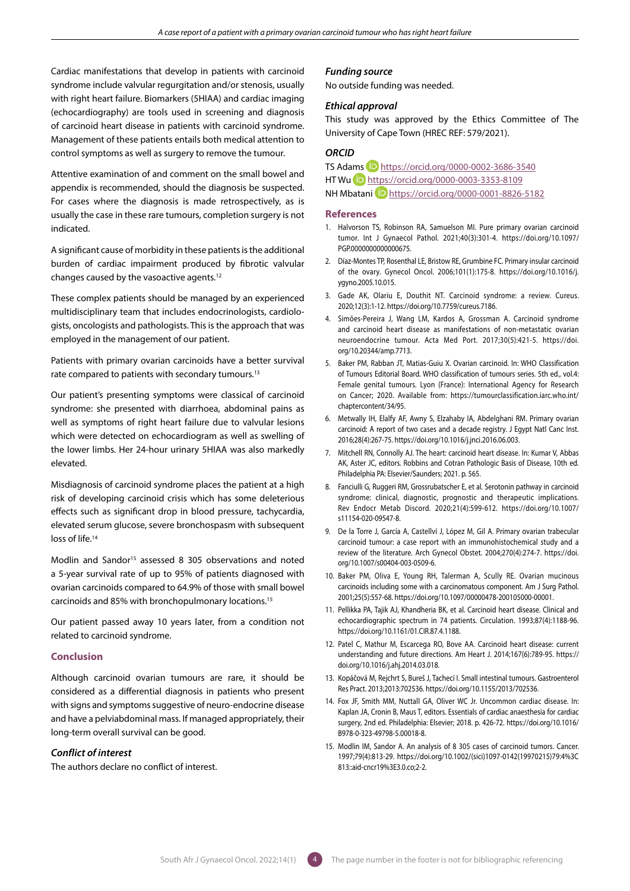Cardiac manifestations that develop in patients with carcinoid syndrome include valvular regurgitation and/or stenosis, usually with right heart failure. Biomarkers (5HIAA) and cardiac imaging (echocardiography) are tools used in screening and diagnosis of carcinoid heart disease in patients with carcinoid syndrome. Management of these patients entails both medical attention to control symptoms as well as surgery to remove the tumour.

Attentive examination of and comment on the small bowel and appendix is recommended, should the diagnosis be suspected. For cases where the diagnosis is made retrospectively, as is usually the case in these rare tumours, completion surgery is not indicated.

A significant cause of morbidity in these patients is the additional burden of cardiac impairment produced by fibrotic valvular changes caused by the vasoactive agents.[12]

These complex patients should be managed by an experienced multidisciplinary team that includes endocrinologists, cardiologists, oncologists and pathologists. This is the approach that was employed in the management of our patient.

Patients with primary ovarian carcinoids have a better survival rate compared to patients with secondary tumours.[13]

Our patient's presenting symptoms were classical of carcinoid syndrome: she presented with diarrhoea, abdominal pains as well as symptoms of right heart failure due to valvular lesions which were detected on echocardiogram as well as swelling of the lower limbs. Her 24-hour urinary 5HIAA was also markedly elevated.

Misdiagnosis of carcinoid syndrome places the patient at a high risk of developing carcinoid crisis which has some deleterious effects such as significant drop in blood pressure, tachycardia, elevated serum glucose, severe bronchospasm with subsequent loss of life.[14]

Modlin and Sandor[15] assessed 8 305 observations and noted a 5-year survival rate of up to 95% of patients diagnosed with ovarian carcinoids compared to 64.9% of those with small bowel carcinoids and 85% with bronchopulmonary locations.[15]

Our patient passed away 10 years later, from a condition not related to carcinoid syndrome.

## Conclusion

Although carcinoid ovarian tumours are rare, it should be considered as a differential diagnosis in patients who present with signs and symptoms suggestive of neuro-endocrine disease and have a pelviabdominal mass. If managed appropriately, their long-term overall survival can be good.

### *Conflict of interest*

The authors declare no conflict of interest.

### *Funding source*

No outside funding was needed.

### *Ethical approval*

This study was approved by the Ethics Committee of The University of Cape Town (HREC REF: 579/2021).

### *ORCID*

TS Adams https://orcid.org/0000-0002-3686-3540
HT Wu https://orcid.org/0000-0003-3353-8109
NH Mbatani https://orcid.org/0000-0001-8826-5182

## References

1. Halvorson TS, Robinson RA, Samuelson MI. Pure primary ovarian carcinoid tumor. Int J Gynaecol Pathol. 2021;40(3):301-4. https://doi.org/10.1097/PGP.0000000000000675.
2. Díaz-Montes TP, Rosenthal LE, Bristow RE, Grumbine FC. Primary insular carcinoid of the ovary. Gynecol Oncol. 2006;101(1):175-8. https://doi.org/10.1016/j.ygyno.2005.10.015.
3. Gade AK, Olariu E, Douthit NT. Carcinoid syndrome: a review. Cureus. 2020;12(3):1-12. https://doi.org/10.7759/cureus.7186.
4. Simões-Pereira J, Wang LM, Kardos A, Grossman A. Carcinoid syndrome and carcinoid heart disease as manifestations of non-metastatic ovarian neuroendocrine tumour. Acta Med Port. 2017;30(5):421-5. https://doi.org/10.20344/amp.7713.
5. Baker PM, Rabban JT, Matias-Guiu X. Ovarian carcinoid. In: WHO Classification of Tumours Editorial Board. WHO classification of tumours series. 5th ed., vol.4: Female genital tumours. Lyon (France): International Agency for Research on Cancer; 2020. Available from: https://tumourclassification.iarc.who.int/chaptercontent/34/95.
6. Metwally IH, Elalfy AF, Awny S, Elzahaby IA, Abdelghani RM. Primary ovarian carcinoid: A report of two cases and a decade registry. J Egypt Natl Canc Inst. 2016;28(4):267-75. https://doi.org/10.1016/j.jnci.2016.06.003.
7. Mitchell RN, Connolly AJ. The heart: carcinoid heart disease. In: Kumar V, Abbas AK, Aster JC, editors. Robbins and Cotran Pathologic Basis of Disease, 10th ed. Philadelphia PA: Elsevier/Saunders; 2021. p. 565.
8. Fanciulli G, Ruggeri RM, Grossrubatscher E, et al. Serotonin pathway in carcinoid syndrome: clinical, diagnostic, prognostic and therapeutic implications. Rev Endocr Metab Discord. 2020;21(4):599-612. https://doi.org/10.1007/s11154-020-09547-8.
9. De la Torre J, García A, Castellví J, López M, Gil A. Primary ovarian trabecular carcinoid tumour: a case report with an immunohistochemical study and a review of the literature. Arch Gynecol Obstet. 2004;270(4):274-7. https://doi.org/10.1007/s00404-003-0509-6.
10. Baker PM, Oliva E, Young RH, Talerman A, Scully RE. Ovarian mucinous carcinoids including some with a carcinomatous component. Am J Surg Pathol. 2001;25(5):557-68. https://doi.org/10.1097/00000478-200105000-00001.
11. Pellikka PA, Tajik AJ, Khandheria BK, et al. Carcinoid heart disease. Clinical and echocardiographic spectrum in 74 patients. Circulation. 1993;87(4):1188-96. https://doi.org/10.1161/01.CIR.87.4.1188.
12. Patel C, Mathur M, Escarcega RO, Bove AA. Carcinoid heart disease: current understanding and future directions. Am Heart J. 2014;167(6):789-95. https://doi.org/10.1016/j.ahj.2014.03.018.
13. Kopáčová M, Rejchrt S, Bureš J, Tachecí I. Small intestinal tumours. Gastroenterol Res Pract. 2013;2013:702536. https://doi.org/10.1155/2013/702536.
14. Fox JF, Smith MM, Nuttall GA, Oliver WC Jr. Uncommon cardiac disease. In: Kaplan JA, Cronin B, Maus T, editors. Essentials of cardiac anaesthesia for cardiac surgery, 2nd ed. Philadelphia: Elsevier; 2018. p. 426-72. https://doi.org/10.1016/B978-0-323-49798-5.00018-8.
15. Modlin IM, Sandor A. An analysis of 8 305 cases of carcinoid tumors. Cancer. 1997;79(4):813-29. https://doi.org/10.1002/(sici)1097-0142(19970215)79:4%3C813::aid-cncr19%3E3.0.co;2-2.